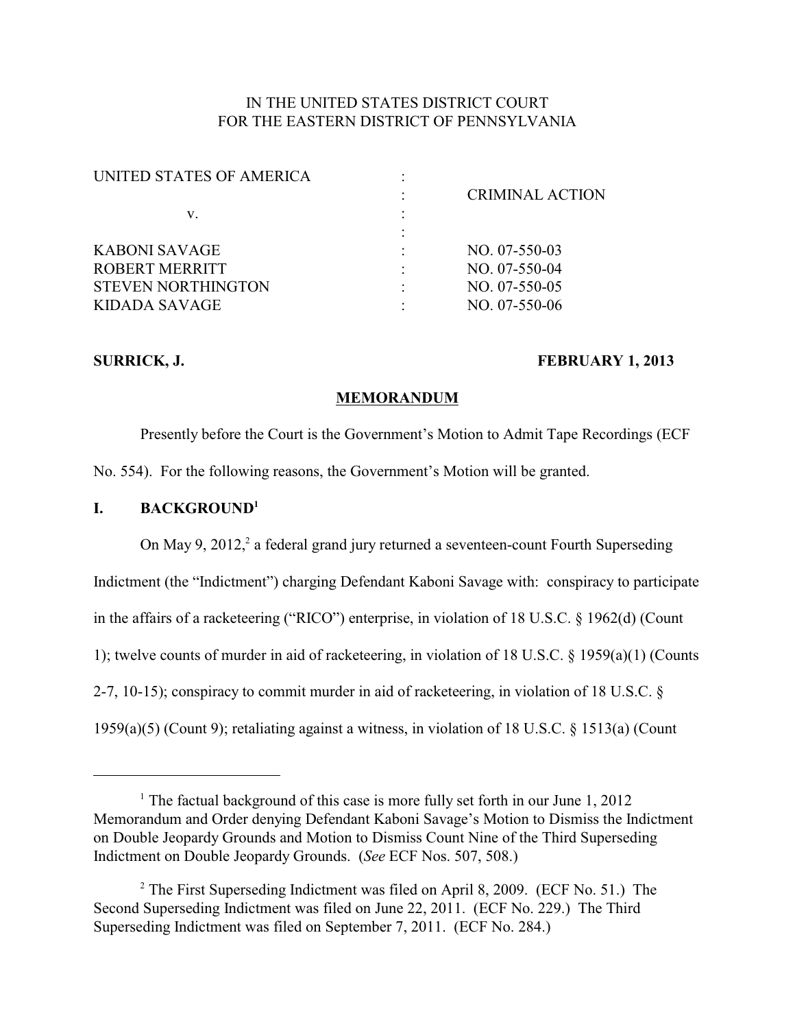IN THE UNITED STATES DISTRICT COURT
FOR THE EASTERN DISTRICT OF PENNSYLVANIA

| | | |
|---|---|---|
| UNITED STATES OF AMERICA | : | |
| | : | CRIMINAL ACTION |
| v. | : | |
| | : | |
| KABONI SAVAGE | : | NO. 07-550-03 |
| ROBERT MERRITT | : | NO. 07-550-04 |
| STEVEN NORTHINGTON | : | NO. 07-550-05 |
| KIDADA SAVAGE | : | NO. 07-550-06 |

**SURRICK, J.** **FEBRUARY 1, 2013**

**MEMORANDUM**

Presently before the Court is the Government's Motion to Admit Tape Recordings (ECF No. 554). For the following reasons, the Government's Motion will be granted.

## I. BACKGROUND[1]

On May 9, 2012,[2] a federal grand jury returned a seventeen-count Fourth Superseding Indictment (the "Indictment") charging Defendant Kaboni Savage with: conspiracy to participate in the affairs of a racketeering ("RICO") enterprise, in violation of 18 U.S.C. § 1962(d) (Count 1); twelve counts of murder in aid of racketeering, in violation of 18 U.S.C. § 1959(a)(1) (Counts 2-7, 10-15); conspiracy to commit murder in aid of racketeering, in violation of 18 U.S.C. § 1959(a)(5) (Count 9); retaliating against a witness, in violation of 18 U.S.C. § 1513(a) (Count

---

[1] The factual background of this case is more fully set forth in our June 1, 2012 Memorandum and Order denying Defendant Kaboni Savage's Motion to Dismiss the Indictment on Double Jeopardy Grounds and Motion to Dismiss Count Nine of the Third Superseding Indictment on Double Jeopardy Grounds. (*See* ECF Nos. 507, 508.)

[2] The First Superseding Indictment was filed on April 8, 2009. (ECF No. 51.) The Second Superseding Indictment was filed on June 22, 2011. (ECF No. 229.) The Third Superseding Indictment was filed on September 7, 2011. (ECF No. 284.)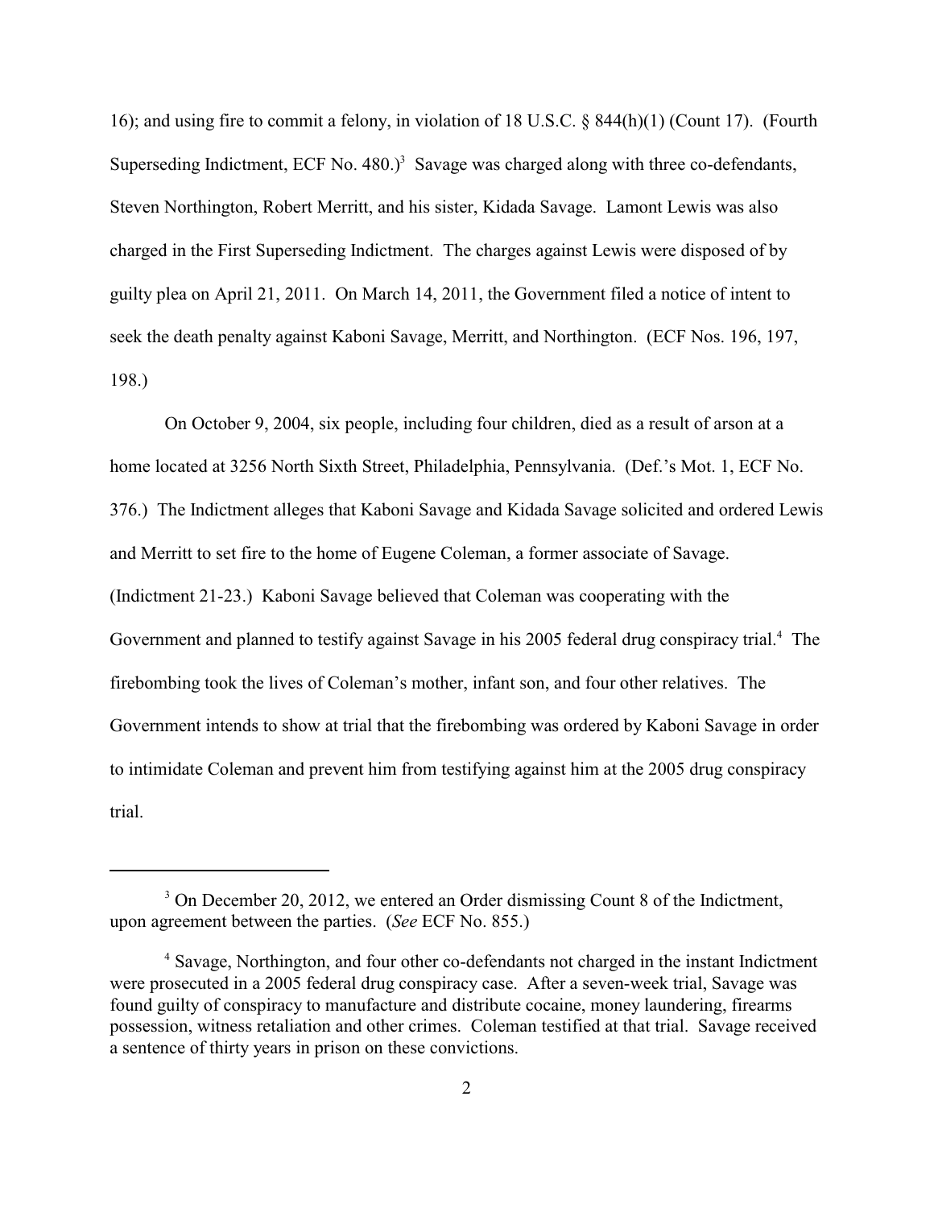16); and using fire to commit a felony, in violation of 18 U.S.C. § 844(h)(1) (Count 17). (Fourth Superseding Indictment, ECF No. 480.)[3] Savage was charged along with three co-defendants, Steven Northington, Robert Merritt, and his sister, Kidada Savage. Lamont Lewis was also charged in the First Superseding Indictment. The charges against Lewis were disposed of by guilty plea on April 21, 2011. On March 14, 2011, the Government filed a notice of intent to seek the death penalty against Kaboni Savage, Merritt, and Northington. (ECF Nos. 196, 197, 198.)

On October 9, 2004, six people, including four children, died as a result of arson at a home located at 3256 North Sixth Street, Philadelphia, Pennsylvania. (Def.'s Mot. 1, ECF No. 376.) The Indictment alleges that Kaboni Savage and Kidada Savage solicited and ordered Lewis and Merritt to set fire to the home of Eugene Coleman, a former associate of Savage. (Indictment 21-23.) Kaboni Savage believed that Coleman was cooperating with the Government and planned to testify against Savage in his 2005 federal drug conspiracy trial.[4] The firebombing took the lives of Coleman's mother, infant son, and four other relatives. The Government intends to show at trial that the firebombing was ordered by Kaboni Savage in order to intimidate Coleman and prevent him from testifying against him at the 2005 drug conspiracy trial.

---

[3] On December 20, 2012, we entered an Order dismissing Count 8 of the Indictment, upon agreement between the parties. (*See* ECF No. 855.)

[4] Savage, Northington, and four other co-defendants not charged in the instant Indictment were prosecuted in a 2005 federal drug conspiracy case. After a seven-week trial, Savage was found guilty of conspiracy to manufacture and distribute cocaine, money laundering, firearms possession, witness retaliation and other crimes. Coleman testified at that trial. Savage received a sentence of thirty years in prison on these convictions.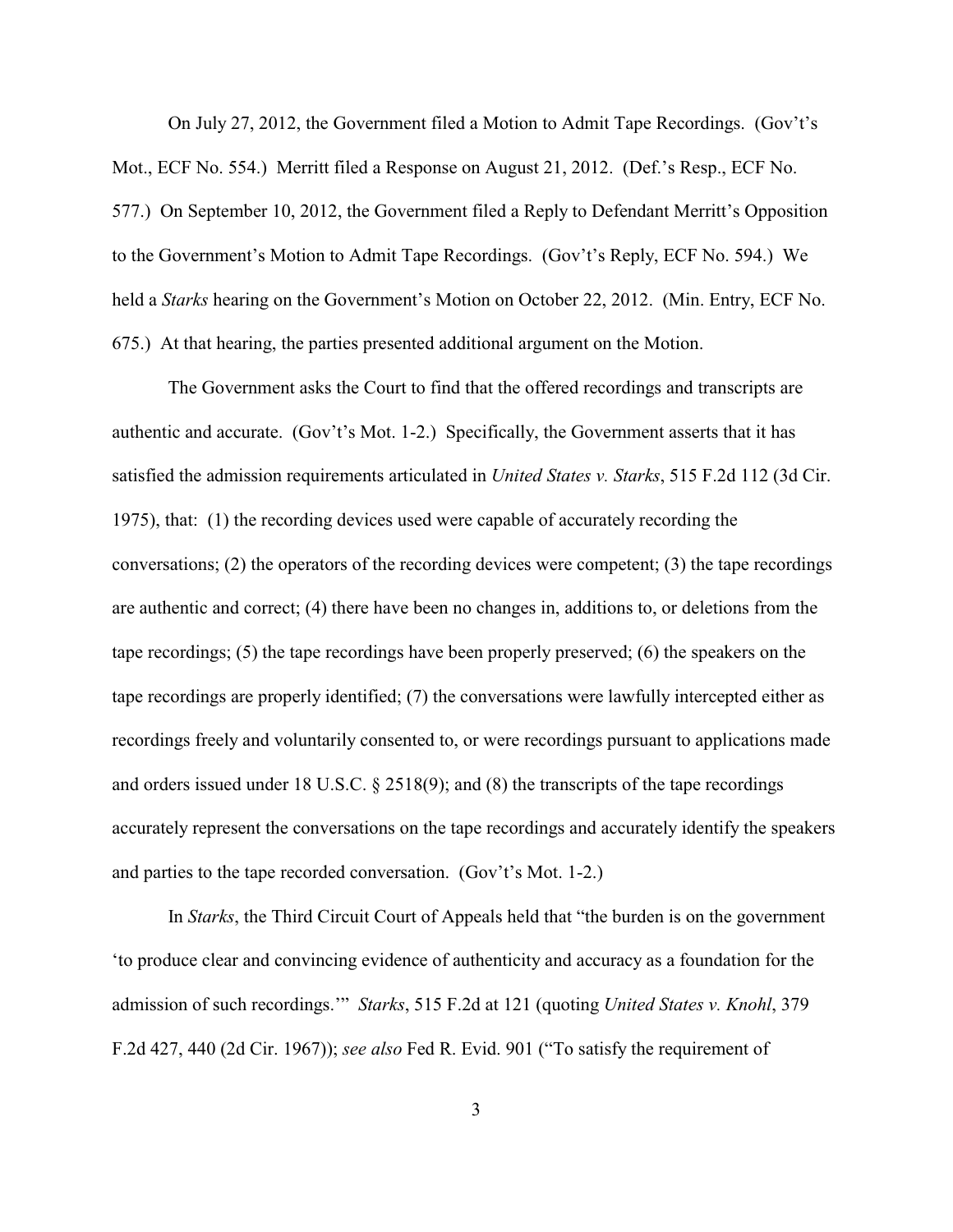On July 27, 2012, the Government filed a Motion to Admit Tape Recordings. (Gov't's Mot., ECF No. 554.) Merritt filed a Response on August 21, 2012. (Def.'s Resp., ECF No. 577.) On September 10, 2012, the Government filed a Reply to Defendant Merritt's Opposition to the Government's Motion to Admit Tape Recordings. (Gov't's Reply, ECF No. 594.) We held a *Starks* hearing on the Government's Motion on October 22, 2012. (Min. Entry, ECF No. 675.) At that hearing, the parties presented additional argument on the Motion.

The Government asks the Court to find that the offered recordings and transcripts are authentic and accurate. (Gov't's Mot. 1-2.) Specifically, the Government asserts that it has satisfied the admission requirements articulated in *United States v. Starks*, 515 F.2d 112 (3d Cir. 1975), that: (1) the recording devices used were capable of accurately recording the conversations; (2) the operators of the recording devices were competent; (3) the tape recordings are authentic and correct; (4) there have been no changes in, additions to, or deletions from the tape recordings; (5) the tape recordings have been properly preserved; (6) the speakers on the tape recordings are properly identified; (7) the conversations were lawfully intercepted either as recordings freely and voluntarily consented to, or were recordings pursuant to applications made and orders issued under 18 U.S.C. § 2518(9); and (8) the transcripts of the tape recordings accurately represent the conversations on the tape recordings and accurately identify the speakers and parties to the tape recorded conversation. (Gov't's Mot. 1-2.)

In *Starks*, the Third Circuit Court of Appeals held that "the burden is on the government 'to produce clear and convincing evidence of authenticity and accuracy as a foundation for the admission of such recordings.'" *Starks*, 515 F.2d at 121 (quoting *United States v. Knohl*, 379 F.2d 427, 440 (2d Cir. 1967)); *see also* Fed R. Evid. 901 ("To satisfy the requirement of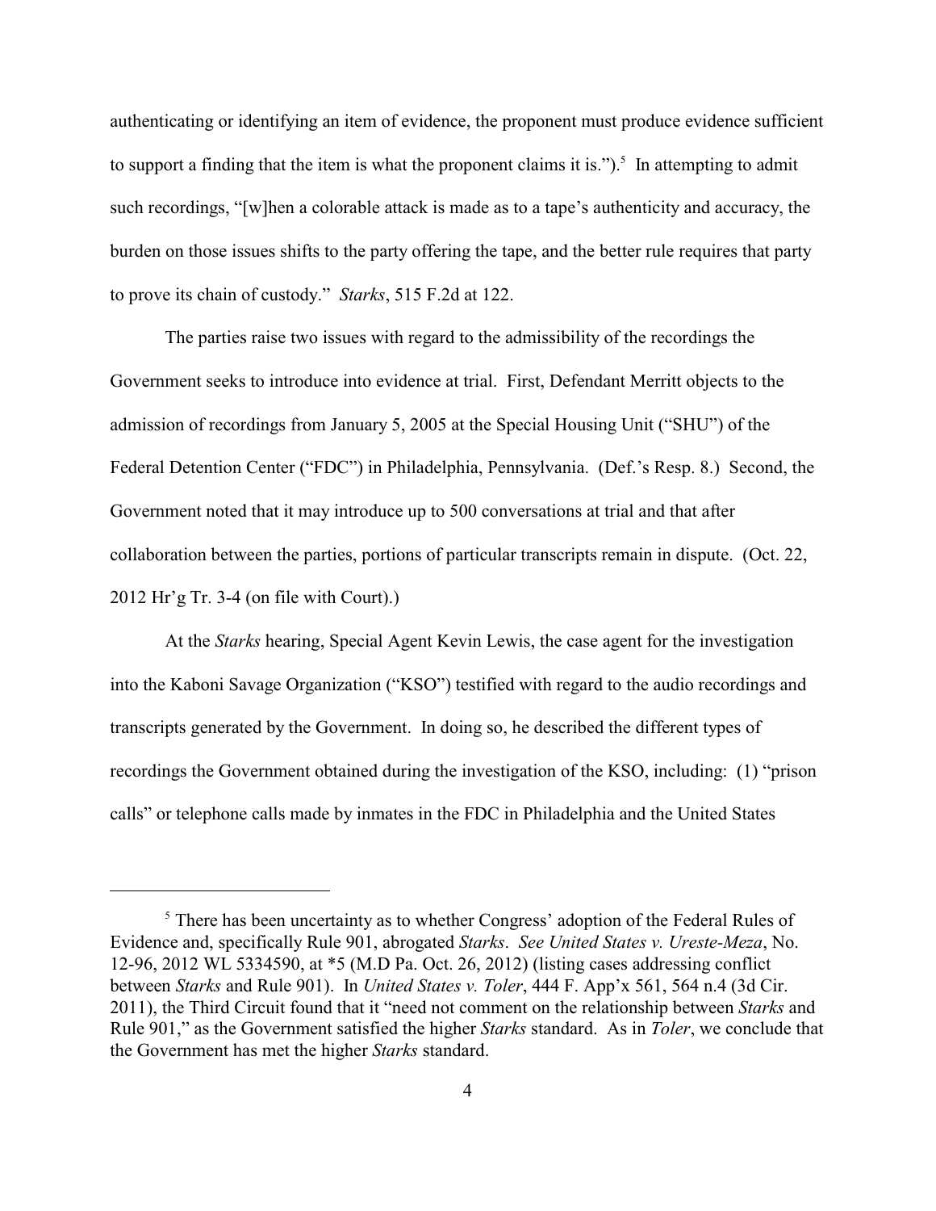authenticating or identifying an item of evidence, the proponent must produce evidence sufficient to support a finding that the item is what the proponent claims it is.").[5] In attempting to admit such recordings, "[w]hen a colorable attack is made as to a tape's authenticity and accuracy, the burden on those issues shifts to the party offering the tape, and the better rule requires that party to prove its chain of custody." *Starks*, 515 F.2d at 122.

The parties raise two issues with regard to the admissibility of the recordings the Government seeks to introduce into evidence at trial. First, Defendant Merritt objects to the admission of recordings from January 5, 2005 at the Special Housing Unit ("SHU") of the Federal Detention Center ("FDC") in Philadelphia, Pennsylvania. (Def.'s Resp. 8.) Second, the Government noted that it may introduce up to 500 conversations at trial and that after collaboration between the parties, portions of particular transcripts remain in dispute. (Oct. 22, 2012 Hr'g Tr. 3-4 (on file with Court).)

At the *Starks* hearing, Special Agent Kevin Lewis, the case agent for the investigation into the Kaboni Savage Organization ("KSO") testified with regard to the audio recordings and transcripts generated by the Government. In doing so, he described the different types of recordings the Government obtained during the investigation of the KSO, including: (1) "prison calls" or telephone calls made by inmates in the FDC in Philadelphia and the United States

---

[5] There has been uncertainty as to whether Congress' adoption of the Federal Rules of Evidence and, specifically Rule 901, abrogated *Starks*. *See United States v. Ureste-Meza*, No. 12-96, 2012 WL 5334590, at *5 (M.D Pa. Oct. 26, 2012) (listing cases addressing conflict between *Starks* and Rule 901). In *United States v. Toler*, 444 F. App'x 561, 564 n.4 (3d Cir. 2011), the Third Circuit found that it "need not comment on the relationship between *Starks* and Rule 901," as the Government satisfied the higher *Starks* standard. As in *Toler*, we conclude that the Government has met the higher *Starks* standard.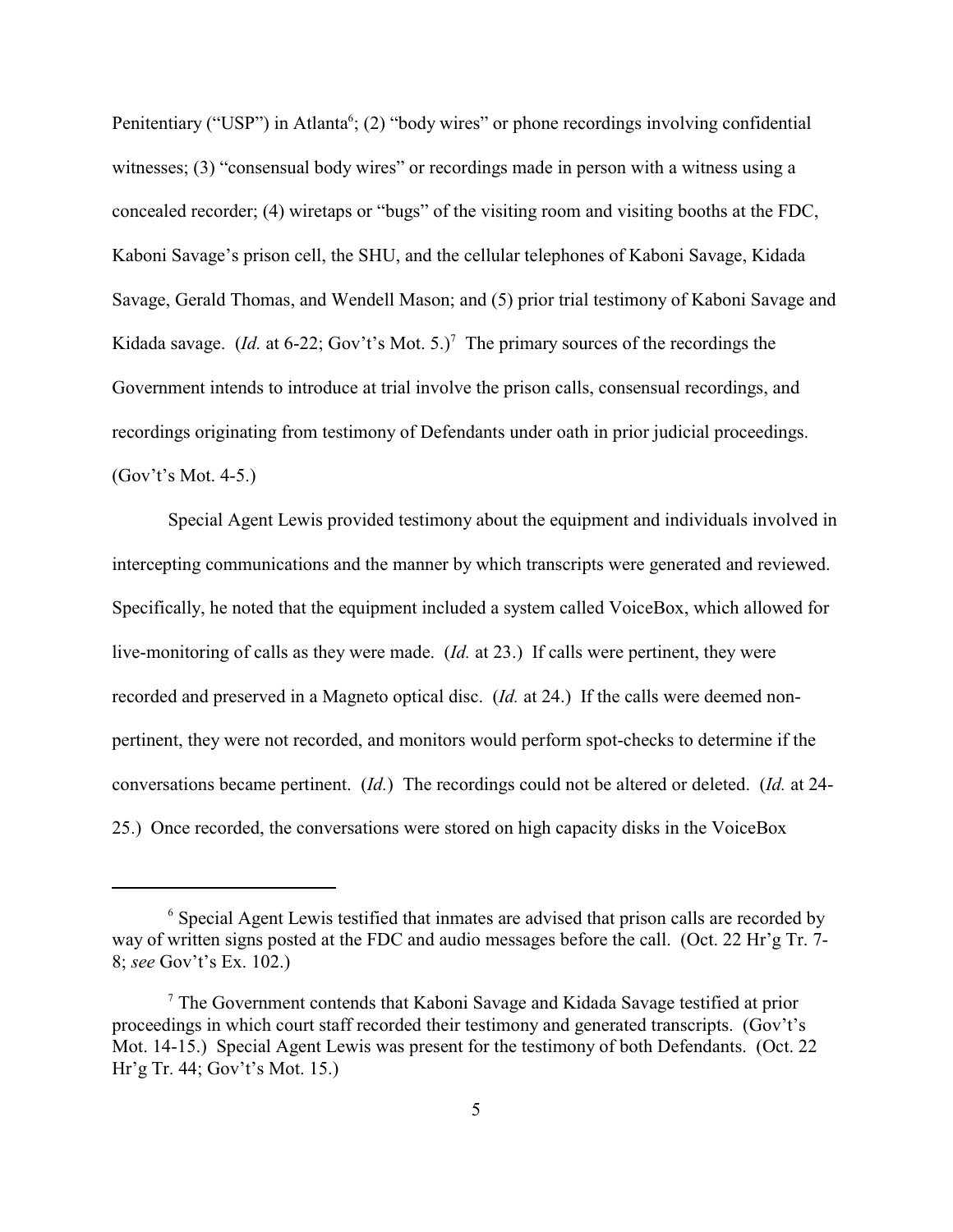Penitentiary ("USP") in Atlanta[6]; (2) "body wires" or phone recordings involving confidential witnesses; (3) "consensual body wires" or recordings made in person with a witness using a concealed recorder; (4) wiretaps or "bugs" of the visiting room and visiting booths at the FDC, Kaboni Savage's prison cell, the SHU, and the cellular telephones of Kaboni Savage, Kidada Savage, Gerald Thomas, and Wendell Mason; and (5) prior trial testimony of Kaboni Savage and Kidada savage. (*Id.* at 6-22; Gov't's Mot. 5.)[7] The primary sources of the recordings the Government intends to introduce at trial involve the prison calls, consensual recordings, and recordings originating from testimony of Defendants under oath in prior judicial proceedings. (Gov't's Mot. 4-5.)

Special Agent Lewis provided testimony about the equipment and individuals involved in intercepting communications and the manner by which transcripts were generated and reviewed. Specifically, he noted that the equipment included a system called VoiceBox, which allowed for live-monitoring of calls as they were made. (*Id.* at 23.) If calls were pertinent, they were recorded and preserved in a Magneto optical disc. (*Id.* at 24.) If the calls were deemed non-pertinent, they were not recorded, and monitors would perform spot-checks to determine if the conversations became pertinent. (*Id.*) The recordings could not be altered or deleted. (*Id.* at 24-25.) Once recorded, the conversations were stored on high capacity disks in the VoiceBox

---

[6] Special Agent Lewis testified that inmates are advised that prison calls are recorded by way of written signs posted at the FDC and audio messages before the call. (Oct. 22 Hr'g Tr. 7-8; *see* Gov't's Ex. 102.)

[7] The Government contends that Kaboni Savage and Kidada Savage testified at prior proceedings in which court staff recorded their testimony and generated transcripts. (Gov't's Mot. 14-15.) Special Agent Lewis was present for the testimony of both Defendants. (Oct. 22 Hr'g Tr. 44; Gov't's Mot. 15.)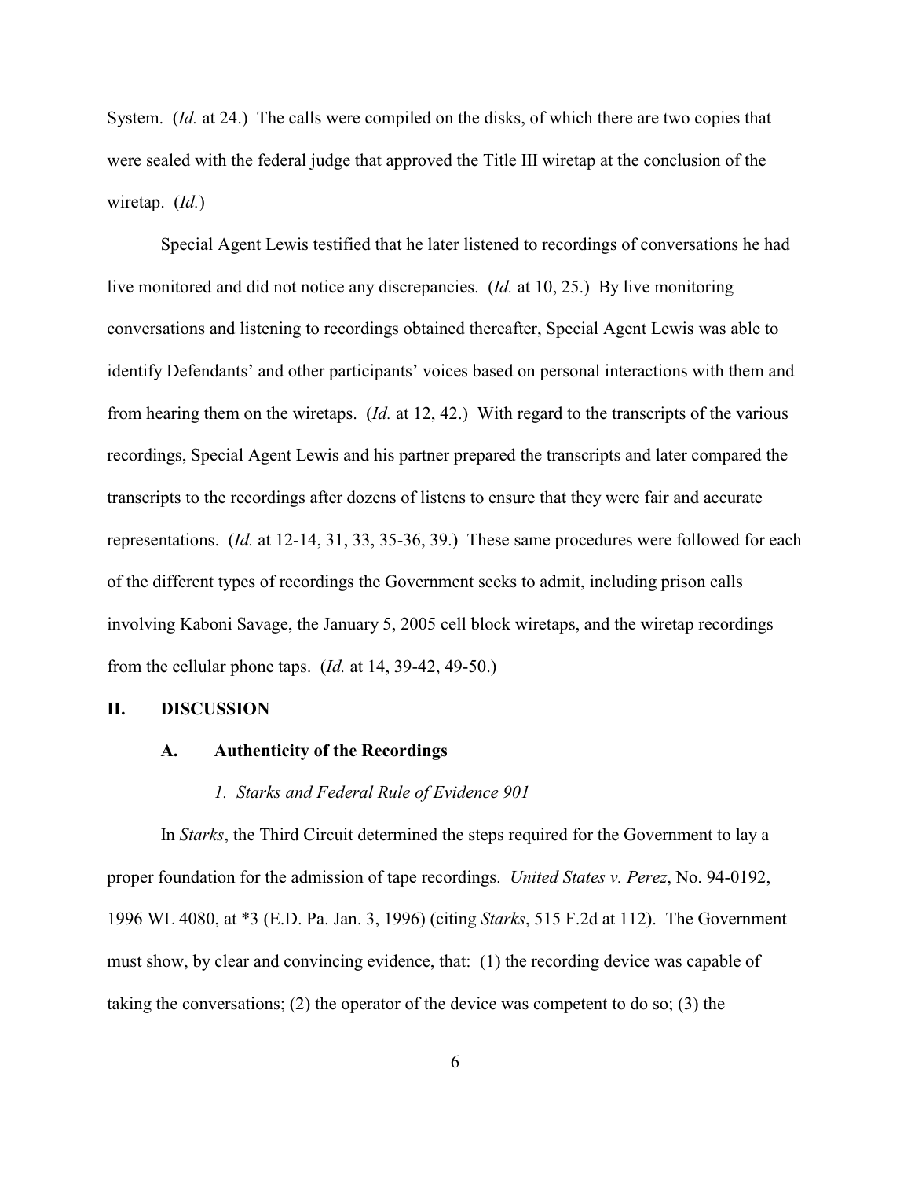System. (*Id.* at 24.) The calls were compiled on the disks, of which there are two copies that were sealed with the federal judge that approved the Title III wiretap at the conclusion of the wiretap. (*Id.*)

Special Agent Lewis testified that he later listened to recordings of conversations he had live monitored and did not notice any discrepancies. (*Id.* at 10, 25.) By live monitoring conversations and listening to recordings obtained thereafter, Special Agent Lewis was able to identify Defendants' and other participants' voices based on personal interactions with them and from hearing them on the wiretaps. (*Id.* at 12, 42.) With regard to the transcripts of the various recordings, Special Agent Lewis and his partner prepared the transcripts and later compared the transcripts to the recordings after dozens of listens to ensure that they were fair and accurate representations. (*Id.* at 12-14, 31, 33, 35-36, 39.) These same procedures were followed for each of the different types of recordings the Government seeks to admit, including prison calls involving Kaboni Savage, the January 5, 2005 cell block wiretaps, and the wiretap recordings from the cellular phone taps. (*Id.* at 14, 39-42, 49-50.)

## II. DISCUSSION

### A. Authenticity of the Recordings

#### *1. Starks and Federal Rule of Evidence 901*

In *Starks*, the Third Circuit determined the steps required for the Government to lay a proper foundation for the admission of tape recordings. *United States v. Perez*, No. 94-0192, 1996 WL 4080, at *3 (E.D. Pa. Jan. 3, 1996) (citing *Starks*, 515 F.2d at 112). The Government must show, by clear and convincing evidence, that: (1) the recording device was capable of taking the conversations; (2) the operator of the device was competent to do so; (3) the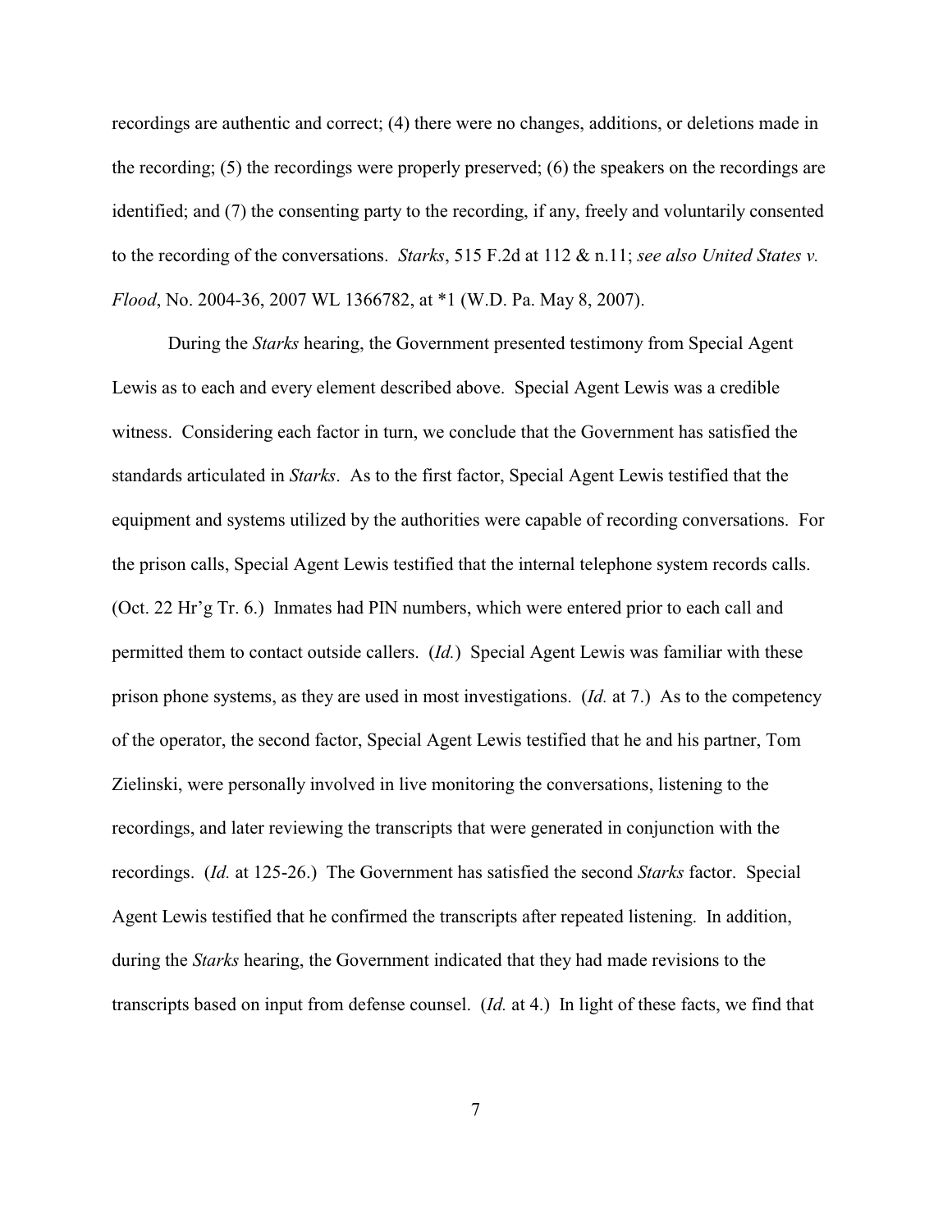recordings are authentic and correct; (4) there were no changes, additions, or deletions made in the recording; (5) the recordings were properly preserved; (6) the speakers on the recordings are identified; and (7) the consenting party to the recording, if any, freely and voluntarily consented to the recording of the conversations. *Starks*, 515 F.2d at 112 & n.11; *see also United States v. Flood*, No. 2004-36, 2007 WL 1366782, at *1 (W.D. Pa. May 8, 2007).

During the *Starks* hearing, the Government presented testimony from Special Agent Lewis as to each and every element described above. Special Agent Lewis was a credible witness. Considering each factor in turn, we conclude that the Government has satisfied the standards articulated in *Starks*. As to the first factor, Special Agent Lewis testified that the equipment and systems utilized by the authorities were capable of recording conversations. For the prison calls, Special Agent Lewis testified that the internal telephone system records calls. (Oct. 22 Hr'g Tr. 6.) Inmates had PIN numbers, which were entered prior to each call and permitted them to contact outside callers. (*Id.*) Special Agent Lewis was familiar with these prison phone systems, as they are used in most investigations. (*Id.* at 7.) As to the competency of the operator, the second factor, Special Agent Lewis testified that he and his partner, Tom Zielinski, were personally involved in live monitoring the conversations, listening to the recordings, and later reviewing the transcripts that were generated in conjunction with the recordings. (*Id.* at 125-26.) The Government has satisfied the second *Starks* factor. Special Agent Lewis testified that he confirmed the transcripts after repeated listening. In addition, during the *Starks* hearing, the Government indicated that they had made revisions to the transcripts based on input from defense counsel. (*Id.* at 4.) In light of these facts, we find that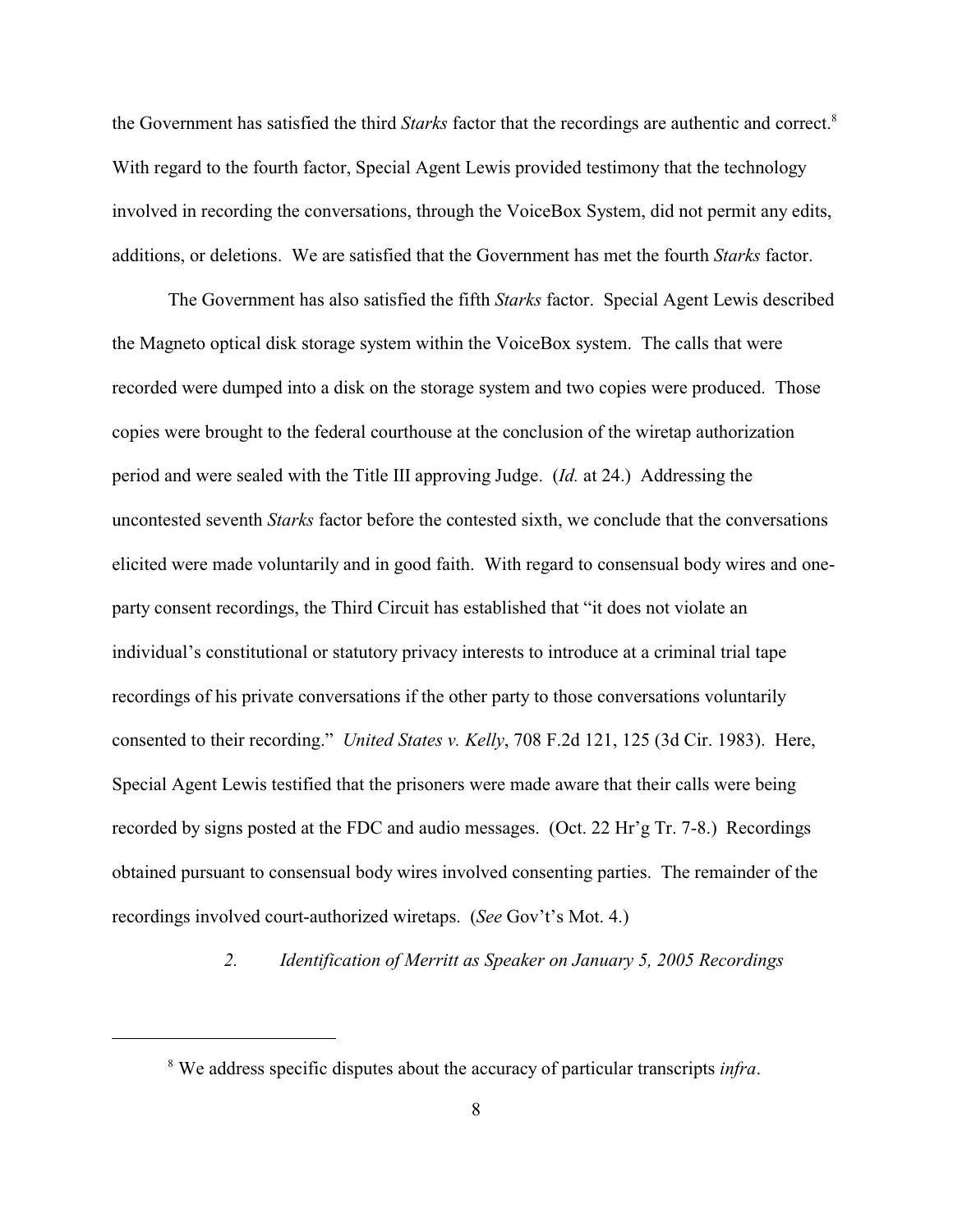the Government has satisfied the third *Starks* factor that the recordings are authentic and correct.[8] With regard to the fourth factor, Special Agent Lewis provided testimony that the technology involved in recording the conversations, through the VoiceBox System, did not permit any edits, additions, or deletions. We are satisfied that the Government has met the fourth *Starks* factor.

The Government has also satisfied the fifth *Starks* factor. Special Agent Lewis described the Magneto optical disk storage system within the VoiceBox system. The calls that were recorded were dumped into a disk on the storage system and two copies were produced. Those copies were brought to the federal courthouse at the conclusion of the wiretap authorization period and were sealed with the Title III approving Judge. (*Id.* at 24.) Addressing the uncontested seventh *Starks* factor before the contested sixth, we conclude that the conversations elicited were made voluntarily and in good faith. With regard to consensual body wires and one-party consent recordings, the Third Circuit has established that "it does not violate an individual's constitutional or statutory privacy interests to introduce at a criminal trial tape recordings of his private conversations if the other party to those conversations voluntarily consented to their recording." *United States v. Kelly*, 708 F.2d 121, 125 (3d Cir. 1983). Here, Special Agent Lewis testified that the prisoners were made aware that their calls were being recorded by signs posted at the FDC and audio messages. (Oct. 22 Hr'g Tr. 7-8.) Recordings obtained pursuant to consensual body wires involved consenting parties. The remainder of the recordings involved court-authorized wiretaps. (*See* Gov't's Mot. 4.)

*2. Identification of Merritt as Speaker on January 5, 2005 Recordings*

---

[8] We address specific disputes about the accuracy of particular transcripts *infra*.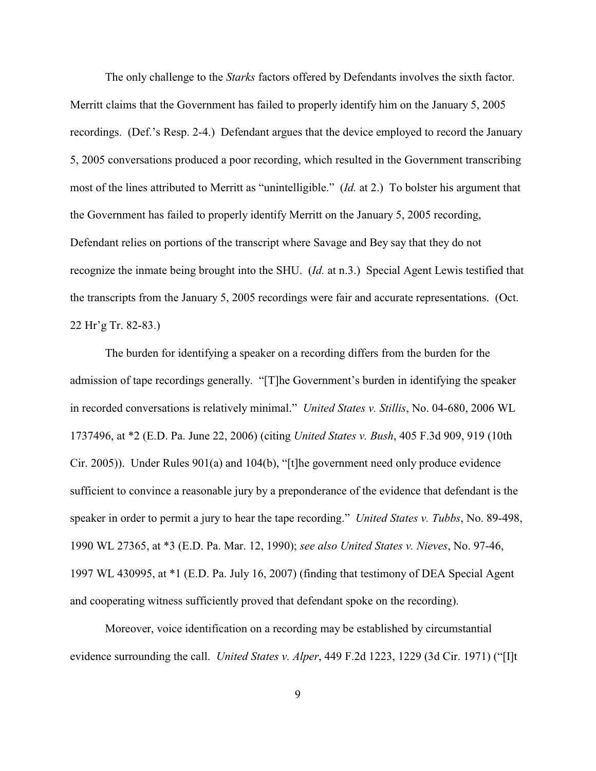The only challenge to the *Starks* factors offered by Defendants involves the sixth factor. Merritt claims that the Government has failed to properly identify him on the January 5, 2005 recordings. (Def.'s Resp. 2-4.) Defendant argues that the device employed to record the January 5, 2005 conversations produced a poor recording, which resulted in the Government transcribing most of the lines attributed to Merritt as "unintelligible." (*Id.* at 2.) To bolster his argument that the Government has failed to properly identify Merritt on the January 5, 2005 recording, Defendant relies on portions of the transcript where Savage and Bey say that they do not recognize the inmate being brought into the SHU. (*Id.* at n.3.) Special Agent Lewis testified that the transcripts from the January 5, 2005 recordings were fair and accurate representations. (Oct. 22 Hr'g Tr. 82-83.)

The burden for identifying a speaker on a recording differs from the burden for the admission of tape recordings generally. "[T]he Government's burden in identifying the speaker in recorded conversations is relatively minimal." *United States v. Stillis*, No. 04-680, 2006 WL 1737496, at *2 (E.D. Pa. June 22, 2006) (citing *United States v. Bush*, 405 F.3d 909, 919 (10th Cir. 2005)). Under Rules 901(a) and 104(b), "[t]he government need only produce evidence sufficient to convince a reasonable jury by a preponderance of the evidence that defendant is the speaker in order to permit a jury to hear the tape recording." *United States v. Tubbs*, No. 89-498, 1990 WL 27365, at *3 (E.D. Pa. Mar. 12, 1990); *see also United States v. Nieves*, No. 97-46, 1997 WL 430995, at *1 (E.D. Pa. July 16, 2007) (finding that testimony of DEA Special Agent and cooperating witness sufficiently proved that defendant spoke on the recording).

Moreover, voice identification on a recording may be established by circumstantial evidence surrounding the call. *United States v. Alper*, 449 F.2d 1223, 1229 (3d Cir. 1971) ("[I]t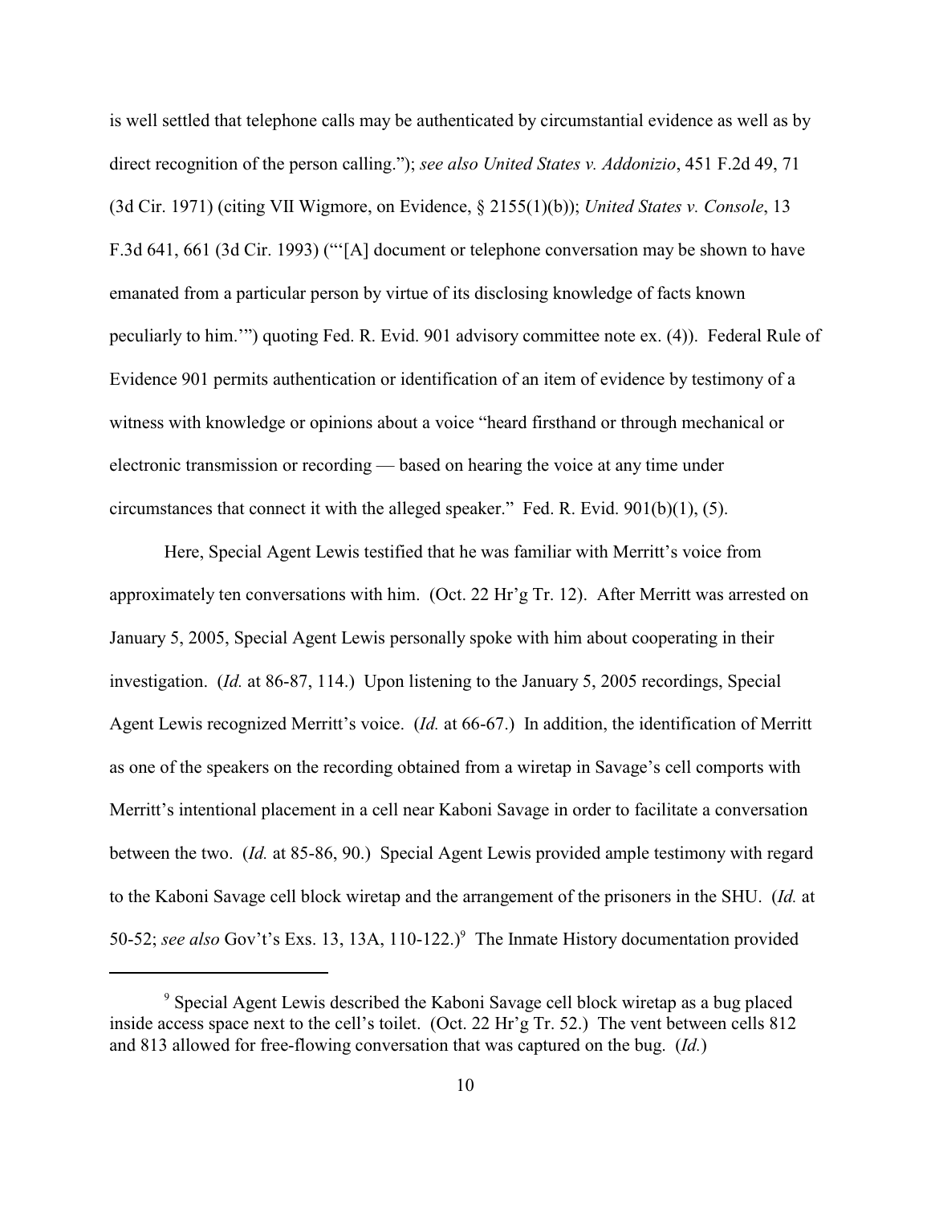is well settled that telephone calls may be authenticated by circumstantial evidence as well as by direct recognition of the person calling."); *see also United States v. Addonizio*, 451 F.2d 49, 71 (3d Cir. 1971) (citing VII Wigmore, on Evidence, § 2155(1)(b)); *United States v. Console*, 13 F.3d 641, 661 (3d Cir. 1993) ("'[A] document or telephone conversation may be shown to have emanated from a particular person by virtue of its disclosing knowledge of facts known peculiarly to him.'") quoting Fed. R. Evid. 901 advisory committee note ex. (4)). Federal Rule of Evidence 901 permits authentication or identification of an item of evidence by testimony of a witness with knowledge or opinions about a voice "heard firsthand or through mechanical or electronic transmission or recording — based on hearing the voice at any time under circumstances that connect it with the alleged speaker." Fed. R. Evid. 901(b)(1), (5).

Here, Special Agent Lewis testified that he was familiar with Merritt's voice from approximately ten conversations with him. (Oct. 22 Hr'g Tr. 12). After Merritt was arrested on January 5, 2005, Special Agent Lewis personally spoke with him about cooperating in their investigation. (*Id.* at 86-87, 114.) Upon listening to the January 5, 2005 recordings, Special Agent Lewis recognized Merritt's voice. (*Id.* at 66-67.) In addition, the identification of Merritt as one of the speakers on the recording obtained from a wiretap in Savage's cell comports with Merritt's intentional placement in a cell near Kaboni Savage in order to facilitate a conversation between the two. (*Id.* at 85-86, 90.) Special Agent Lewis provided ample testimony with regard to the Kaboni Savage cell block wiretap and the arrangement of the prisoners in the SHU. (*Id.* at 50-52; *see also* Gov't's Exs. 13, 13A, 110-122.)[9] The Inmate History documentation provided

[9] Special Agent Lewis described the Kaboni Savage cell block wiretap as a bug placed inside access space next to the cell's toilet. (Oct. 22 Hr'g Tr. 52.) The vent between cells 812 and 813 allowed for free-flowing conversation that was captured on the bug. (*Id.*)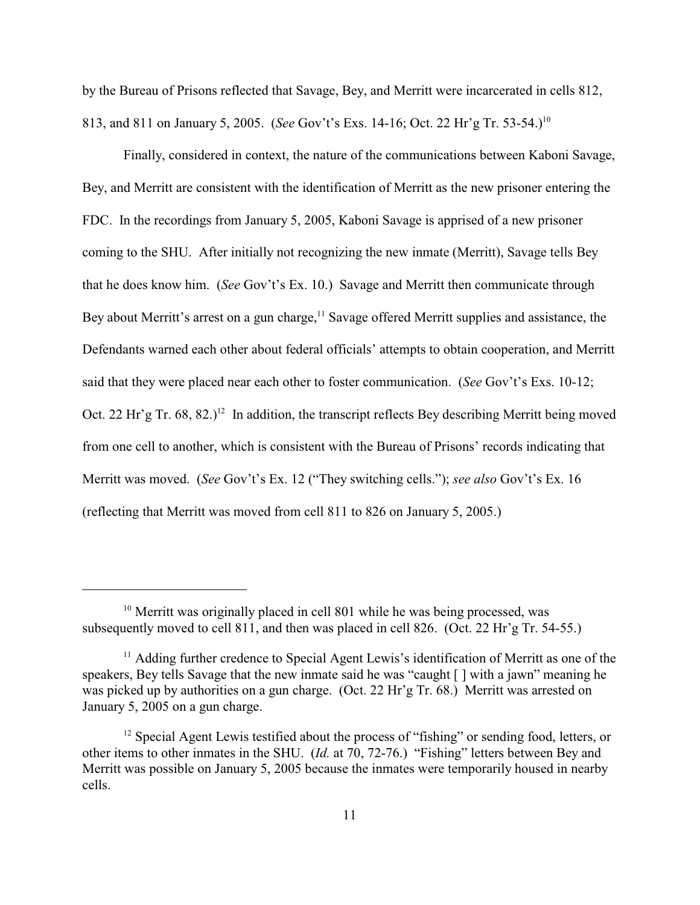by the Bureau of Prisons reflected that Savage, Bey, and Merritt were incarcerated in cells 812, 813, and 811 on January 5, 2005. (*See* Gov't's Exs. 14-16; Oct. 22 Hr'g Tr. 53-54.)[10]

Finally, considered in context, the nature of the communications between Kaboni Savage, Bey, and Merritt are consistent with the identification of Merritt as the new prisoner entering the FDC. In the recordings from January 5, 2005, Kaboni Savage is apprised of a new prisoner coming to the SHU. After initially not recognizing the new inmate (Merritt), Savage tells Bey that he does know him. (*See* Gov't's Ex. 10.) Savage and Merritt then communicate through Bey about Merritt's arrest on a gun charge,[11] Savage offered Merritt supplies and assistance, the Defendants warned each other about federal officials' attempts to obtain cooperation, and Merritt said that they were placed near each other to foster communication. (*See* Gov't's Exs. 10-12; Oct. 22 Hr'g Tr. 68, 82.)[12] In addition, the transcript reflects Bey describing Merritt being moved from one cell to another, which is consistent with the Bureau of Prisons' records indicating that Merritt was moved. (*See* Gov't's Ex. 12 ("They switching cells."); *see also* Gov't's Ex. 16 (reflecting that Merritt was moved from cell 811 to 826 on January 5, 2005.)

---

[10] Merritt was originally placed in cell 801 while he was being processed, was subsequently moved to cell 811, and then was placed in cell 826. (Oct. 22 Hr'g Tr. 54-55.)

[11] Adding further credence to Special Agent Lewis's identification of Merritt as one of the speakers, Bey tells Savage that the new inmate said he was "caught [ ] with a jawn" meaning he was picked up by authorities on a gun charge. (Oct. 22 Hr'g Tr. 68.) Merritt was arrested on January 5, 2005 on a gun charge.

[12] Special Agent Lewis testified about the process of "fishing" or sending food, letters, or other items to other inmates in the SHU. (*Id.* at 70, 72-76.) "Fishing" letters between Bey and Merritt was possible on January 5, 2005 because the inmates were temporarily housed in nearby cells.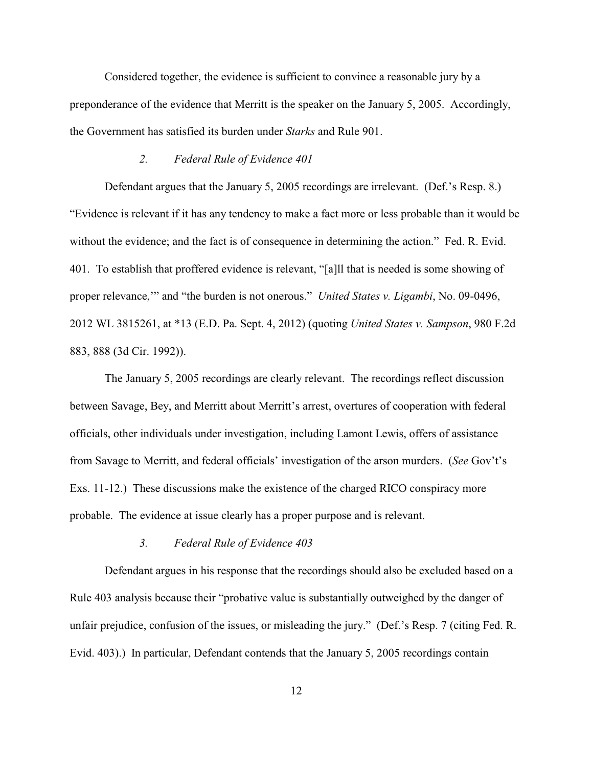Considered together, the evidence is sufficient to convince a reasonable jury by a preponderance of the evidence that Merritt is the speaker on the January 5, 2005. Accordingly, the Government has satisfied its burden under *Starks* and Rule 901.

### *2. Federal Rule of Evidence 401*

Defendant argues that the January 5, 2005 recordings are irrelevant. (Def.'s Resp. 8.) "Evidence is relevant if it has any tendency to make a fact more or less probable than it would be without the evidence; and the fact is of consequence in determining the action." Fed. R. Evid. 401. To establish that proffered evidence is relevant, "[a]ll that is needed is some showing of proper relevance,'" and "the burden is not onerous." *United States v. Ligambi*, No. 09-0496, 2012 WL 3815261, at *13 (E.D. Pa. Sept. 4, 2012) (quoting *United States v. Sampson*, 980 F.2d 883, 888 (3d Cir. 1992)).

The January 5, 2005 recordings are clearly relevant. The recordings reflect discussion between Savage, Bey, and Merritt about Merritt's arrest, overtures of cooperation with federal officials, other individuals under investigation, including Lamont Lewis, offers of assistance from Savage to Merritt, and federal officials' investigation of the arson murders. (*See* Gov't's Exs. 11-12.) These discussions make the existence of the charged RICO conspiracy more probable. The evidence at issue clearly has a proper purpose and is relevant.

### *3. Federal Rule of Evidence 403*

Defendant argues in his response that the recordings should also be excluded based on a Rule 403 analysis because their "probative value is substantially outweighed by the danger of unfair prejudice, confusion of the issues, or misleading the jury." (Def.'s Resp. 7 (citing Fed. R. Evid. 403).) In particular, Defendant contends that the January 5, 2005 recordings contain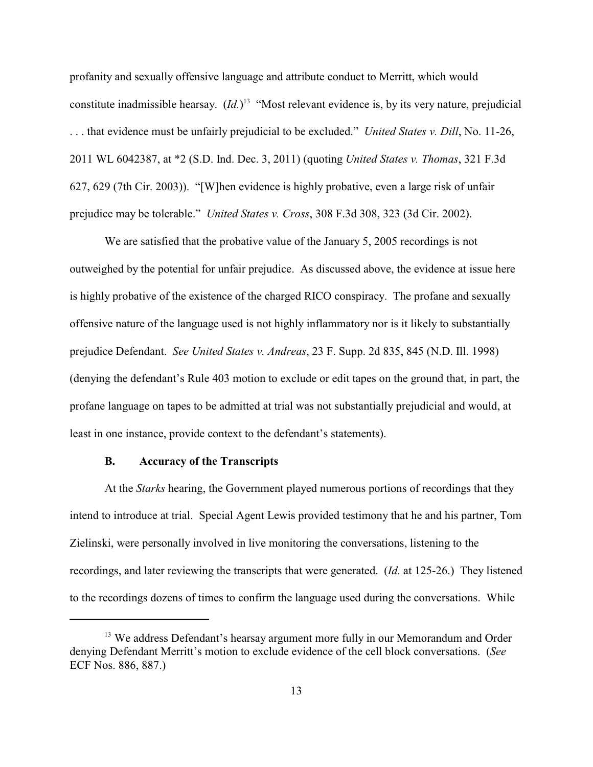profanity and sexually offensive language and attribute conduct to Merritt, which would constitute inadmissible hearsay. (*Id.*)[13] "Most relevant evidence is, by its very nature, prejudicial . . . that evidence must be unfairly prejudicial to be excluded." *United States v. Dill*, No. 11-26, 2011 WL 6042387, at *2 (S.D. Ind. Dec. 3, 2011) (quoting *United States v. Thomas*, 321 F.3d 627, 629 (7th Cir. 2003)). "[W]hen evidence is highly probative, even a large risk of unfair prejudice may be tolerable." *United States v. Cross*, 308 F.3d 308, 323 (3d Cir. 2002).

We are satisfied that the probative value of the January 5, 2005 recordings is not outweighed by the potential for unfair prejudice. As discussed above, the evidence at issue here is highly probative of the existence of the charged RICO conspiracy. The profane and sexually offensive nature of the language used is not highly inflammatory nor is it likely to substantially prejudice Defendant. *See United States v. Andreas*, 23 F. Supp. 2d 835, 845 (N.D. Ill. 1998) (denying the defendant's Rule 403 motion to exclude or edit tapes on the ground that, in part, the profane language on tapes to be admitted at trial was not substantially prejudicial and would, at least in one instance, provide context to the defendant's statements).

### B. Accuracy of the Transcripts

At the *Starks* hearing, the Government played numerous portions of recordings that they intend to introduce at trial. Special Agent Lewis provided testimony that he and his partner, Tom Zielinski, were personally involved in live monitoring the conversations, listening to the recordings, and later reviewing the transcripts that were generated. (*Id.* at 125-26.) They listened to the recordings dozens of times to confirm the language used during the conversations. While

---

[13] We address Defendant's hearsay argument more fully in our Memorandum and Order denying Defendant Merritt's motion to exclude evidence of the cell block conversations. (*See* ECF Nos. 886, 887.)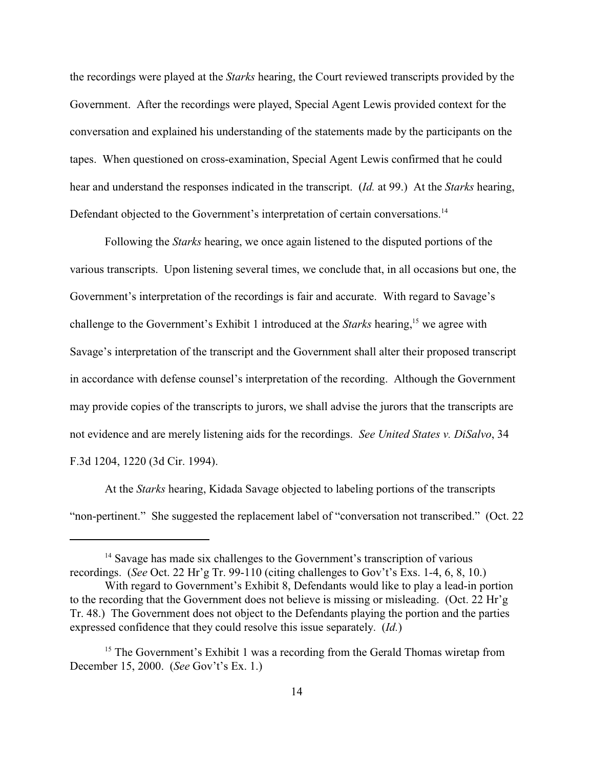the recordings were played at the *Starks* hearing, the Court reviewed transcripts provided by the Government. After the recordings were played, Special Agent Lewis provided context for the conversation and explained his understanding of the statements made by the participants on the tapes. When questioned on cross-examination, Special Agent Lewis confirmed that he could hear and understand the responses indicated in the transcript. (*Id.* at 99.) At the *Starks* hearing, Defendant objected to the Government's interpretation of certain conversations.[14]

Following the *Starks* hearing, we once again listened to the disputed portions of the various transcripts. Upon listening several times, we conclude that, in all occasions but one, the Government's interpretation of the recordings is fair and accurate. With regard to Savage's challenge to the Government's Exhibit 1 introduced at the *Starks* hearing,[15] we agree with Savage's interpretation of the transcript and the Government shall alter their proposed transcript in accordance with defense counsel's interpretation of the recording. Although the Government may provide copies of the transcripts to jurors, we shall advise the jurors that the transcripts are not evidence and are merely listening aids for the recordings. *See United States v. DiSalvo*, 34 F.3d 1204, 1220 (3d Cir. 1994).

At the *Starks* hearing, Kidada Savage objected to labeling portions of the transcripts "non-pertinent." She suggested the replacement label of "conversation not transcribed." (Oct. 22

---

[14] Savage has made six challenges to the Government's transcription of various recordings. (*See* Oct. 22 Hr'g Tr. 99-110 (citing challenges to Gov't's Exs. 1-4, 6, 8, 10.)

With regard to Government's Exhibit 8, Defendants would like to play a lead-in portion to the recording that the Government does not believe is missing or misleading. (Oct. 22 Hr'g Tr. 48.) The Government does not object to the Defendants playing the portion and the parties expressed confidence that they could resolve this issue separately. (*Id.*)

[15] The Government's Exhibit 1 was a recording from the Gerald Thomas wiretap from December 15, 2000. (*See* Gov't's Ex. 1.)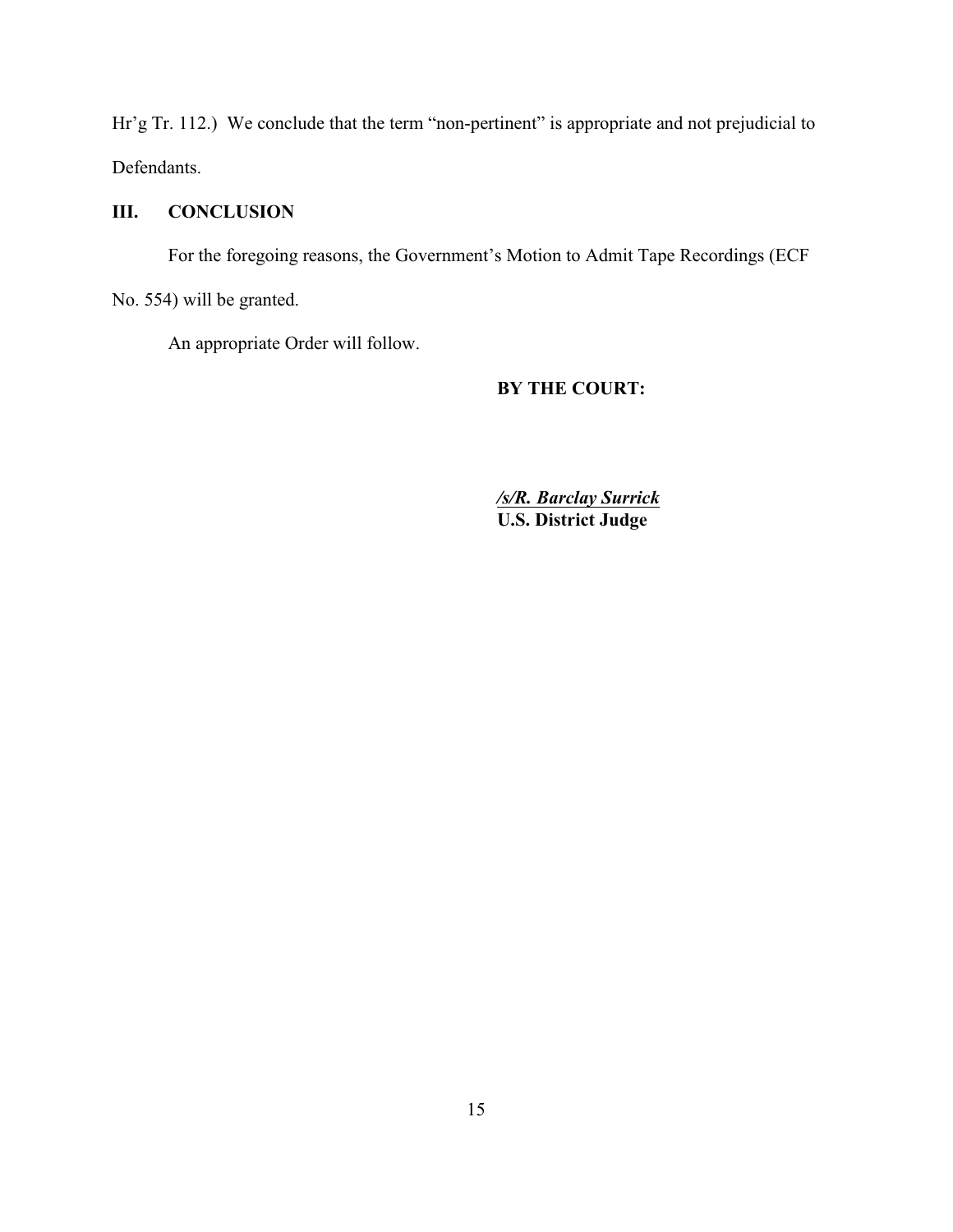Hr'g Tr. 112.) We conclude that the term "non-pertinent" is appropriate and not prejudicial to Defendants.

## III. CONCLUSION

For the foregoing reasons, the Government's Motion to Admit Tape Recordings (ECF No. 554) will be granted.

An appropriate Order will follow.

**BY THE COURT:**

***/s/R. Barclay Surrick***
**U.S. District Judge**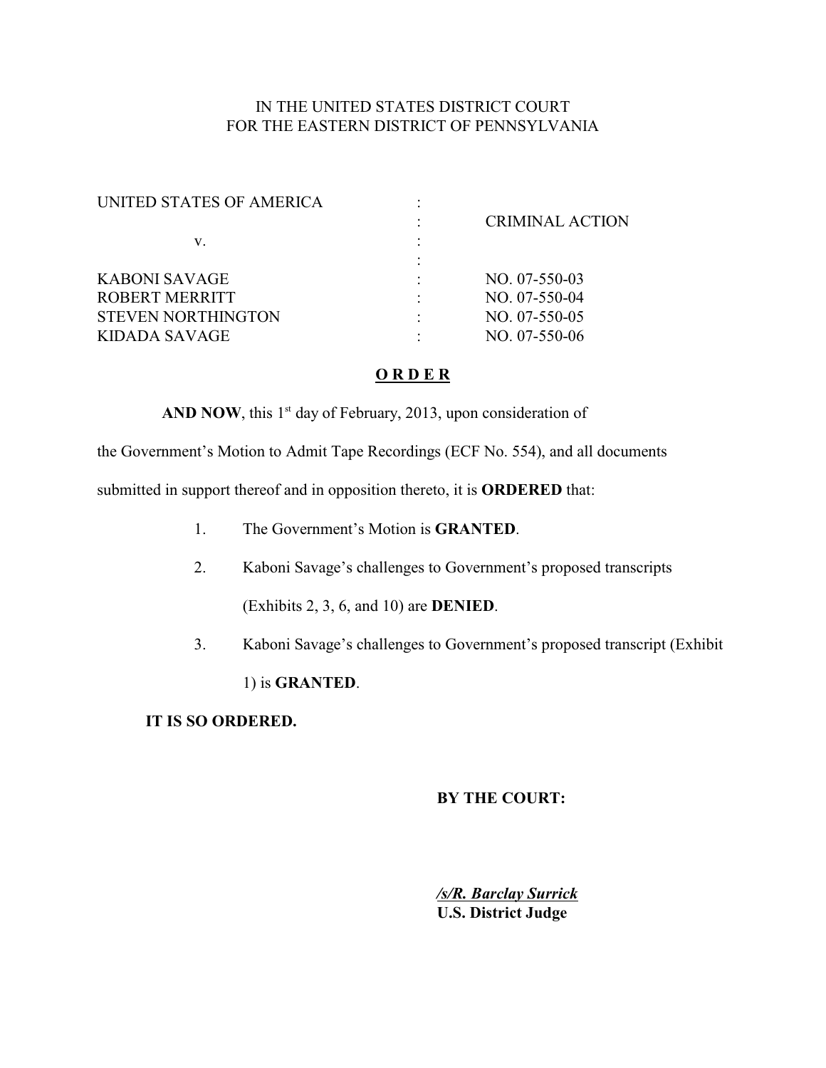IN THE UNITED STATES DISTRICT COURT
FOR THE EASTERN DISTRICT OF PENNSYLVANIA

| | | |
|---|---|---|
| UNITED STATES OF AMERICA | : | |
| | : | CRIMINAL ACTION |
| v. | : | |
| | : | |
| KABONI SAVAGE | : | NO. 07-550-03 |
| ROBERT MERRITT | : | NO. 07-550-04 |
| STEVEN NORTHINGTON | : | NO. 07-550-05 |
| KIDADA SAVAGE | : | NO. 07-550-06 |

**O R D E R**

**AND NOW**, this 1st day of February, 2013, upon consideration of the Government's Motion to Admit Tape Recordings (ECF No. 554), and all documents submitted in support thereof and in opposition thereto, it is **ORDERED** that:

1. The Government's Motion is **GRANTED**.
2. Kaboni Savage's challenges to Government's proposed transcripts (Exhibits 2, 3, 6, and 10) are **DENIED**.
3. Kaboni Savage's challenges to Government's proposed transcript (Exhibit 1) is **GRANTED**.

**IT IS SO ORDERED.**

**BY THE COURT:**

***/s/R. Barclay Surrick***
**U.S. District Judge**